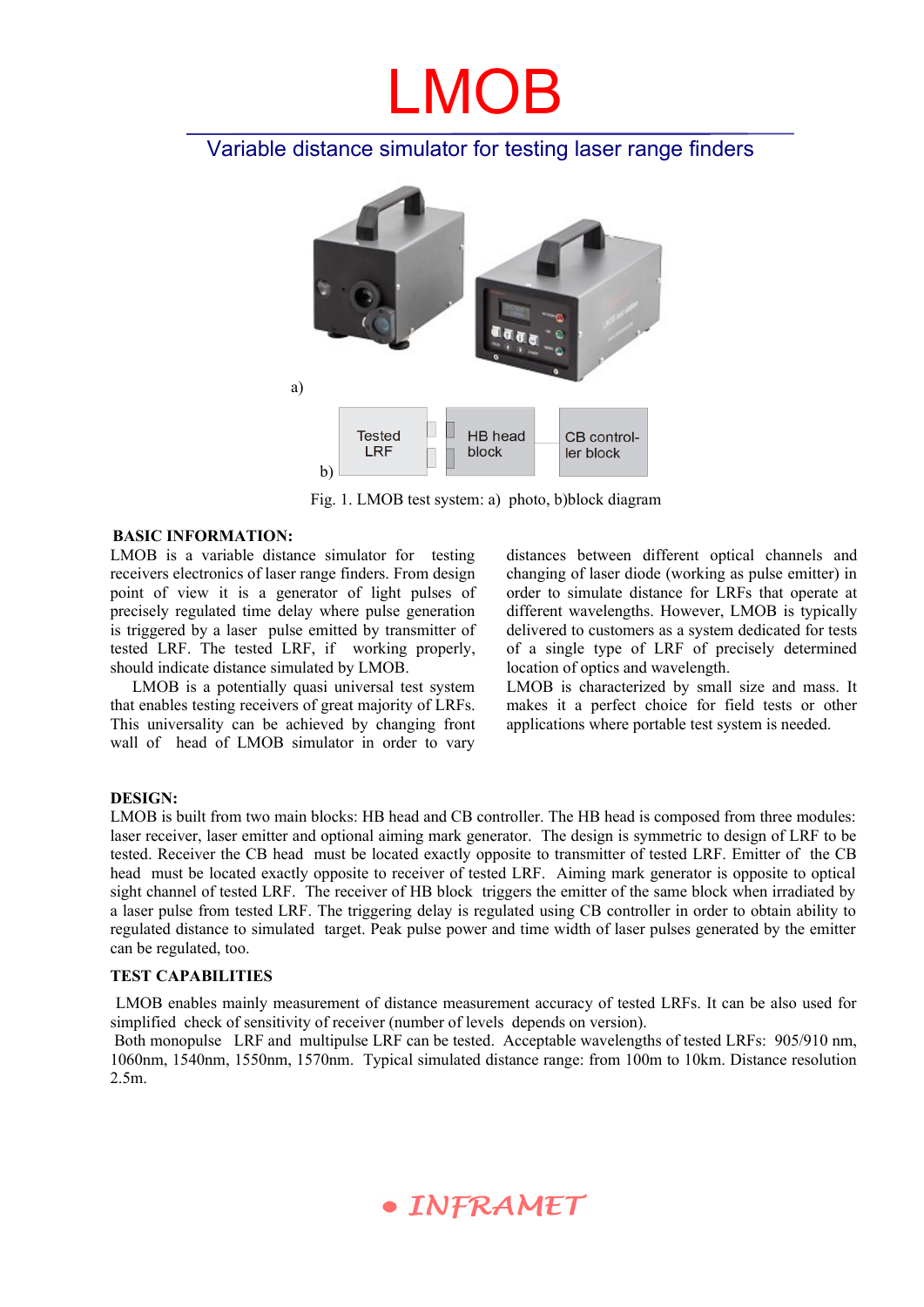# LMOB

## Variable distance simulator for testing laser range finders

a)

Tested LRF | HB head block | CB controller block

b)

Fig. 1. LMOB test system: a) photo, b)block diagram

**BASIC INFORMATION:**

LMOB is a variable distance simulator for testing receivers electronics of laser range finders. From design point of view it is a generator of light pulses of precisely regulated time delay where pulse generation is triggered by a laser pulse emitted by transmitter of tested LRF. The tested LRF, if working properly, should indicate distance simulated by LMOB.

LMOB is a potentially quasi universal test system that enables testing receivers of great majority of LRFs. This universality can be achieved by changing front wall of head of LMOB simulator in order to vary distances between different optical channels and changing of laser diode (working as pulse emitter) in order to simulate distance for LRFs that operate at different wavelengths. However, LMOB is typically delivered to customers as a system dedicated for tests of a single type of LRF of precisely determined location of optics and wavelength.

LMOB is characterized by small size and mass. It makes it a perfect choice for field tests or other applications where portable test system is needed.

**DESIGN:**

LMOB is built from two main blocks: HB head and CB controller. The HB head is composed from three modules: laser receiver, laser emitter and optional aiming mark generator. The design is symmetric to design of LRF to be tested. Receiver the CB head must be located exactly opposite to transmitter of tested LRF. Emitter of the CB head must be located exactly opposite to receiver of tested LRF. Aiming mark generator is opposite to optical sight channel of tested LRF. The receiver of HB block triggers the emitter of the same block when irradiated by a laser pulse from tested LRF. The triggering delay is regulated using CB controller in order to obtain ability to regulated distance to simulated target. Peak pulse power and time width of laser pulses generated by the emitter can be regulated, too.

**TEST CAPABILITIES**

LMOB enables mainly measurement of distance measurement accuracy of tested LRFs. It can be also used for simplified check of sensitivity of receiver (number of levels depends on version).

Both monopulse LRF and multipulse LRF can be tested. Acceptable wavelengths of tested LRFs: 905/910 nm, 1060nm, 1540nm, 1550nm, 1570nm. Typical simulated distance range: from 100m to 10km. Distance resolution 2.5m.

INFRAMET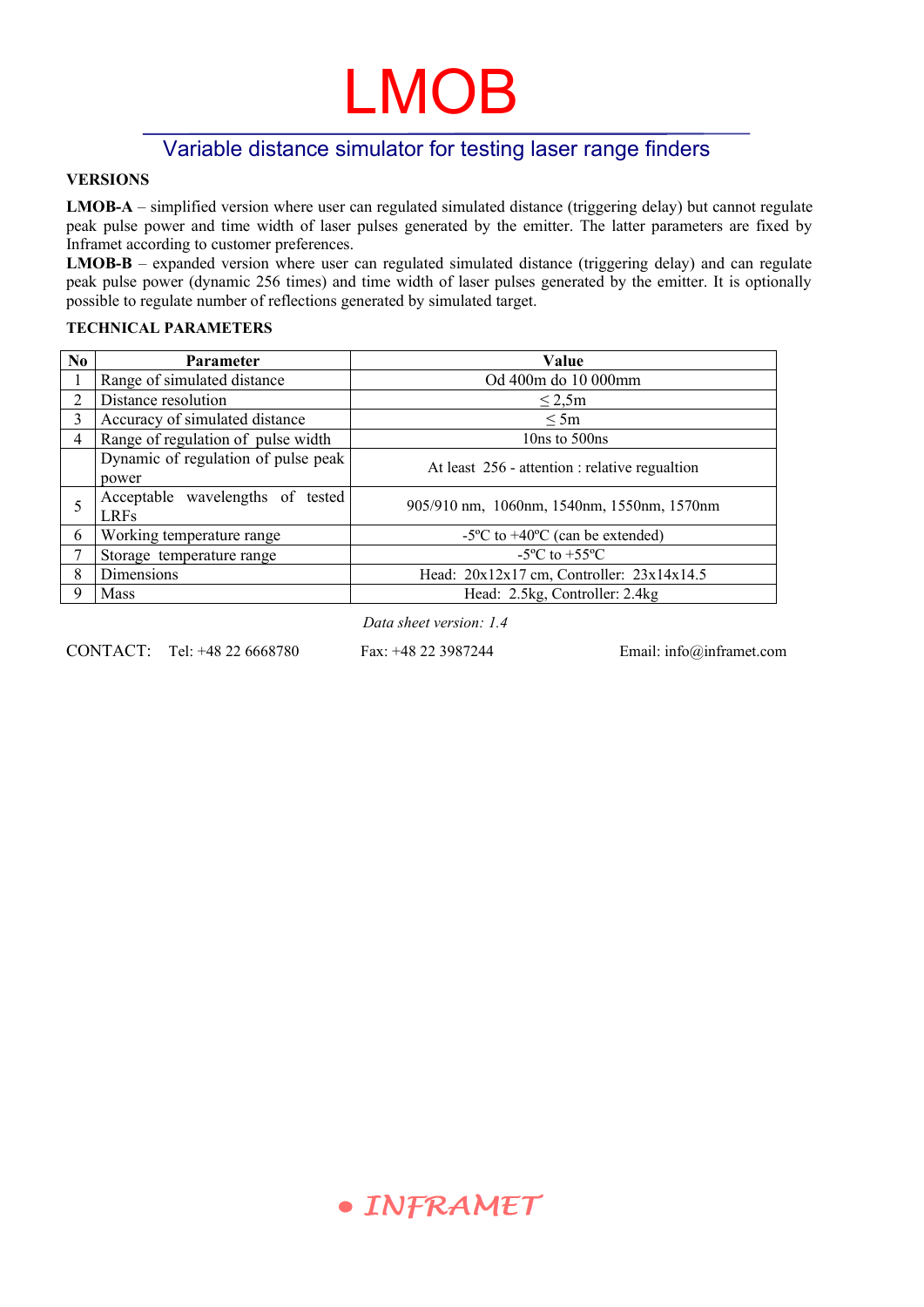# LMOB

## Variable distance simulator for testing laser range finders

**VERSIONS**

**LMOB-A** – simplified version where user can regulated simulated distance (triggering delay) but cannot regulate peak pulse power and time width of laser pulses generated by the emitter. The latter parameters are fixed by Inframet according to customer preferences.

**LMOB-B** – expanded version where user can regulated simulated distance (triggering delay) and can regulate peak pulse power (dynamic 256 times) and time width of laser pulses generated by the emitter. It is optionally possible to regulate number of reflections generated by simulated target.

**TECHNICAL PARAMETERS**

| No | Parameter | Value |
|---|---|---|
| 1 | Range of simulated distance | Od 400m do 10 000mm |
| 2 | Distance resolution | ≤ 2,5m |
| 3 | Accuracy of simulated distance | ≤ 5m |
| 4 | Range of regulation of pulse width | 10ns to 500ns |
| | Dynamic of regulation of pulse peak power | At least 256 - attention : relative regualtion |
| 5 | Acceptable wavelengths of tested LRFs | 905/910 nm, 1060nm, 1540nm, 1550nm, 1570nm |
| 6 | Working temperature range | -5ºC to +40ºC (can be extended) |
| 7 | Storage temperature range | -5ºC to +55ºC |
| 8 | Dimensions | Head: 20x12x17 cm, Controller: 23x14x14.5 |
| 9 | Mass | Head: 2.5kg, Controller: 2.4kg |

*Data sheet version: 1.4*

CONTACT: Tel: +48 22 6668780 Fax: +48 22 3987244 Email: info@inframet.com

INFRAMET